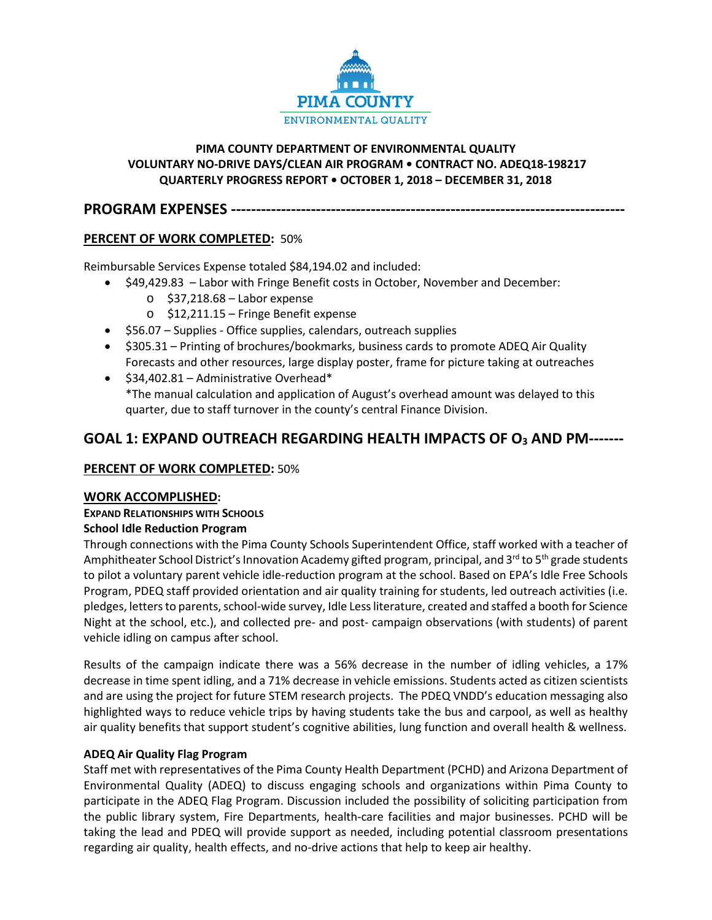PIMA COUNTY
ENVIRONMENTAL QUALITY

**PIMA COUNTY DEPARTMENT OF ENVIRONMENTAL QUALITY**
**VOLUNTARY NO-DRIVE DAYS/CLEAN AIR PROGRAM • CONTRACT NO. ADEQ18-198217**
**QUARTERLY PROGRESS REPORT • OCTOBER 1, 2018 – DECEMBER 31, 2018**

## PROGRAM EXPENSES ---------------------------------------------------------------------------

**PERCENT OF WORK COMPLETED:** 50%

Reimbursable Services Expense totaled $84,194.02 and included:

- $49,429.83 – Labor with Fringe Benefit costs in October, November and December:
  - $37,218.68 – Labor expense
  - $12,211.15 – Fringe Benefit expense
- $56.07 – Supplies - Office supplies, calendars, outreach supplies
- $305.31 – Printing of brochures/bookmarks, business cards to promote ADEQ Air Quality Forecasts and other resources, large display poster, frame for picture taking at outreaches
- $34,402.81 – Administrative Overhead*
  *The manual calculation and application of August's overhead amount was delayed to this quarter, due to staff turnover in the county's central Finance Division.

## GOAL 1: EXPAND OUTREACH REGARDING HEALTH IMPACTS OF $O_3$ AND PM-------

**PERCENT OF WORK COMPLETED:** 50%

**WORK ACCOMPLISHED:**

**EXPAND RELATIONSHIPS WITH SCHOOLS**

**School Idle Reduction Program**

Through connections with the Pima County Schools Superintendent Office, staff worked with a teacher of Amphitheater School District's Innovation Academy gifted program, principal, and 3rd to 5th grade students to pilot a voluntary parent vehicle idle-reduction program at the school. Based on EPA's Idle Free Schools Program, PDEQ staff provided orientation and air quality training for students, led outreach activities (i.e. pledges, letters to parents, school-wide survey, Idle Less literature, created and staffed a booth for Science Night at the school, etc.), and collected pre- and post- campaign observations (with students) of parent vehicle idling on campus after school.

Results of the campaign indicate there was a 56% decrease in the number of idling vehicles, a 17% decrease in time spent idling, and a 71% decrease in vehicle emissions. Students acted as citizen scientists and are using the project for future STEM research projects. The PDEQ VNDD's education messaging also highlighted ways to reduce vehicle trips by having students take the bus and carpool, as well as healthy air quality benefits that support student's cognitive abilities, lung function and overall health & wellness.

**ADEQ Air Quality Flag Program**

Staff met with representatives of the Pima County Health Department (PCHD) and Arizona Department of Environmental Quality (ADEQ) to discuss engaging schools and organizations within Pima County to participate in the ADEQ Flag Program. Discussion included the possibility of soliciting participation from the public library system, Fire Departments, health-care facilities and major businesses. PCHD will be taking the lead and PDEQ will provide support as needed, including potential classroom presentations regarding air quality, health effects, and no-drive actions that help to keep air healthy.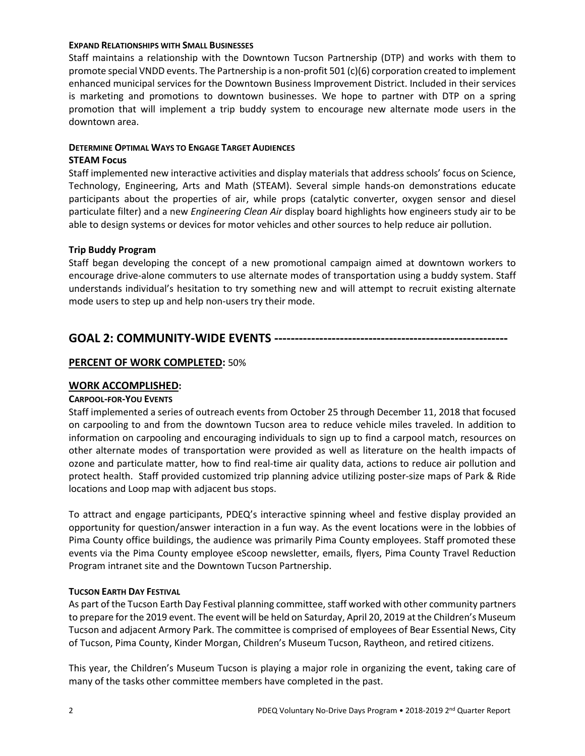#### EXPAND RELATIONSHIPS WITH SMALL BUSINESSES

Staff maintains a relationship with the Downtown Tucson Partnership (DTP) and works with them to promote special VNDD events. The Partnership is a non-profit 501 (c)(6) corporation created to implement enhanced municipal services for the Downtown Business Improvement District. Included in their services is marketing and promotions to downtown businesses. We hope to partner with DTP on a spring promotion that will implement a trip buddy system to encourage new alternate mode users in the downtown area.

#### DETERMINE OPTIMAL WAYS TO ENGAGE TARGET AUDIENCES

**STEAM Focus**

Staff implemented new interactive activities and display materials that address schools' focus on Science, Technology, Engineering, Arts and Math (STEAM). Several simple hands-on demonstrations educate participants about the properties of air, while props (catalytic converter, oxygen sensor and diesel particulate filter) and a new *Engineering Clean Air* display board highlights how engineers study air to be able to design systems or devices for motor vehicles and other sources to help reduce air pollution.

**Trip Buddy Program**

Staff began developing the concept of a new promotional campaign aimed at downtown workers to encourage drive-alone commuters to use alternate modes of transportation using a buddy system. Staff understands individual's hesitation to try something new and will attempt to recruit existing alternate mode users to step up and help non-users try their mode.

## GOAL 2: COMMUNITY-WIDE EVENTS --------------------------------------------------------

### PERCENT OF WORK COMPLETED: 50%

### WORK ACCOMPLISHED:

#### CARPOOL-FOR-YOU EVENTS

Staff implemented a series of outreach events from October 25 through December 11, 2018 that focused on carpooling to and from the downtown Tucson area to reduce vehicle miles traveled. In addition to information on carpooling and encouraging individuals to sign up to find a carpool match, resources on other alternate modes of transportation were provided as well as literature on the health impacts of ozone and particulate matter, how to find real-time air quality data, actions to reduce air pollution and protect health. Staff provided customized trip planning advice utilizing poster-size maps of Park & Ride locations and Loop map with adjacent bus stops.

To attract and engage participants, PDEQ's interactive spinning wheel and festive display provided an opportunity for question/answer interaction in a fun way. As the event locations were in the lobbies of Pima County office buildings, the audience was primarily Pima County employees. Staff promoted these events via the Pima County employee eScoop newsletter, emails, flyers, Pima County Travel Reduction Program intranet site and the Downtown Tucson Partnership.

#### TUCSON EARTH DAY FESTIVAL

As part of the Tucson Earth Day Festival planning committee, staff worked with other community partners to prepare for the 2019 event. The event will be held on Saturday, April 20, 2019 at the Children's Museum Tucson and adjacent Armory Park. The committee is comprised of employees of Bear Essential News, City of Tucson, Pima County, Kinder Morgan, Children's Museum Tucson, Raytheon, and retired citizens.

This year, the Children's Museum Tucson is playing a major role in organizing the event, taking care of many of the tasks other committee members have completed in the past.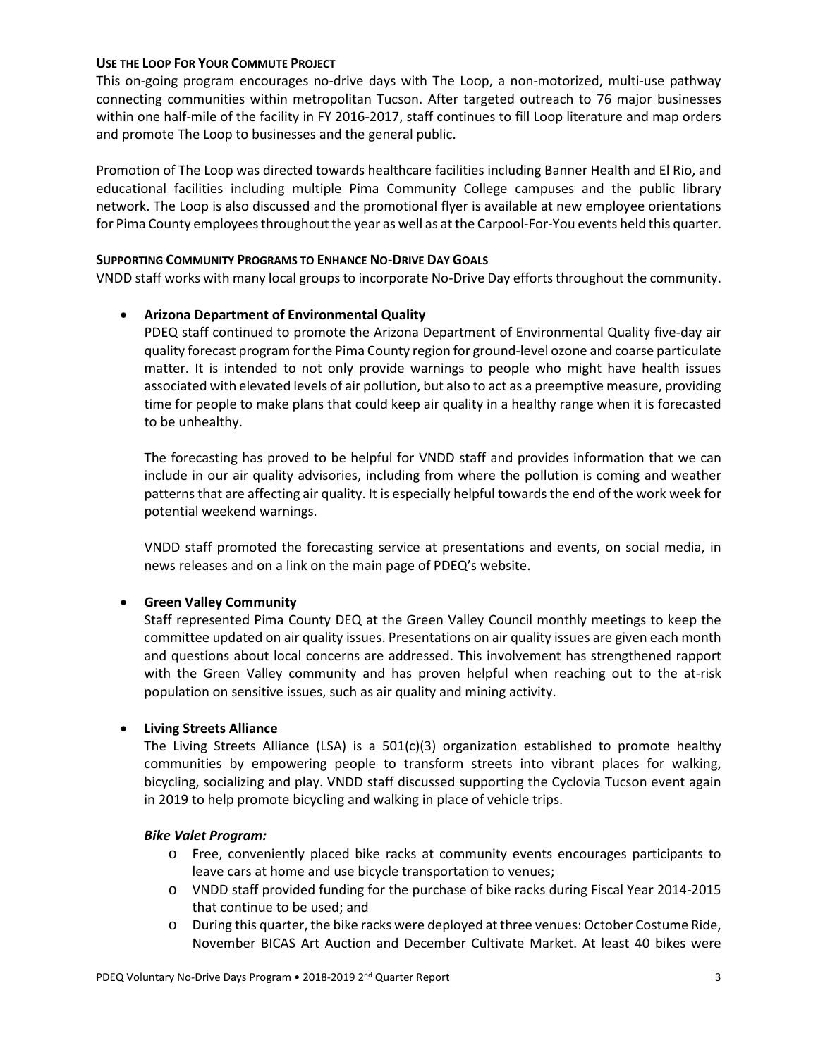**USE THE LOOP FOR YOUR COMMUTE PROJECT**

This on-going program encourages no-drive days with The Loop, a non-motorized, multi-use pathway connecting communities within metropolitan Tucson. After targeted outreach to 76 major businesses within one half-mile of the facility in FY 2016-2017, staff continues to fill Loop literature and map orders and promote The Loop to businesses and the general public.

Promotion of The Loop was directed towards healthcare facilities including Banner Health and El Rio, and educational facilities including multiple Pima Community College campuses and the public library network. The Loop is also discussed and the promotional flyer is available at new employee orientations for Pima County employees throughout the year as well as at the Carpool-For-You events held this quarter.

**SUPPORTING COMMUNITY PROGRAMS TO ENHANCE NO-DRIVE DAY GOALS**

VNDD staff works with many local groups to incorporate No-Drive Day efforts throughout the community.

- **Arizona Department of Environmental Quality**

  PDEQ staff continued to promote the Arizona Department of Environmental Quality five-day air quality forecast program for the Pima County region for ground-level ozone and coarse particulate matter. It is intended to not only provide warnings to people who might have health issues associated with elevated levels of air pollution, but also to act as a preemptive measure, providing time for people to make plans that could keep air quality in a healthy range when it is forecasted to be unhealthy.

  The forecasting has proved to be helpful for VNDD staff and provides information that we can include in our air quality advisories, including from where the pollution is coming and weather patterns that are affecting air quality. It is especially helpful towards the end of the work week for potential weekend warnings.

  VNDD staff promoted the forecasting service at presentations and events, on social media, in news releases and on a link on the main page of PDEQ's website.

- **Green Valley Community**

  Staff represented Pima County DEQ at the Green Valley Council monthly meetings to keep the committee updated on air quality issues. Presentations on air quality issues are given each month and questions about local concerns are addressed. This involvement has strengthened rapport with the Green Valley community and has proven helpful when reaching out to the at-risk population on sensitive issues, such as air quality and mining activity.

- **Living Streets Alliance**

  The Living Streets Alliance (LSA) is a 501(c)(3) organization established to promote healthy communities by empowering people to transform streets into vibrant places for walking, bicycling, socializing and play. VNDD staff discussed supporting the Cyclovia Tucson event again in 2019 to help promote bicycling and walking in place of vehicle trips.

  ***Bike Valet Program:***

  - Free, conveniently placed bike racks at community events encourages participants to leave cars at home and use bicycle transportation to venues;
  - VNDD staff provided funding for the purchase of bike racks during Fiscal Year 2014-2015 that continue to be used; and
  - During this quarter, the bike racks were deployed at three venues: October Costume Ride, November BICAS Art Auction and December Cultivate Market. At least 40 bikes were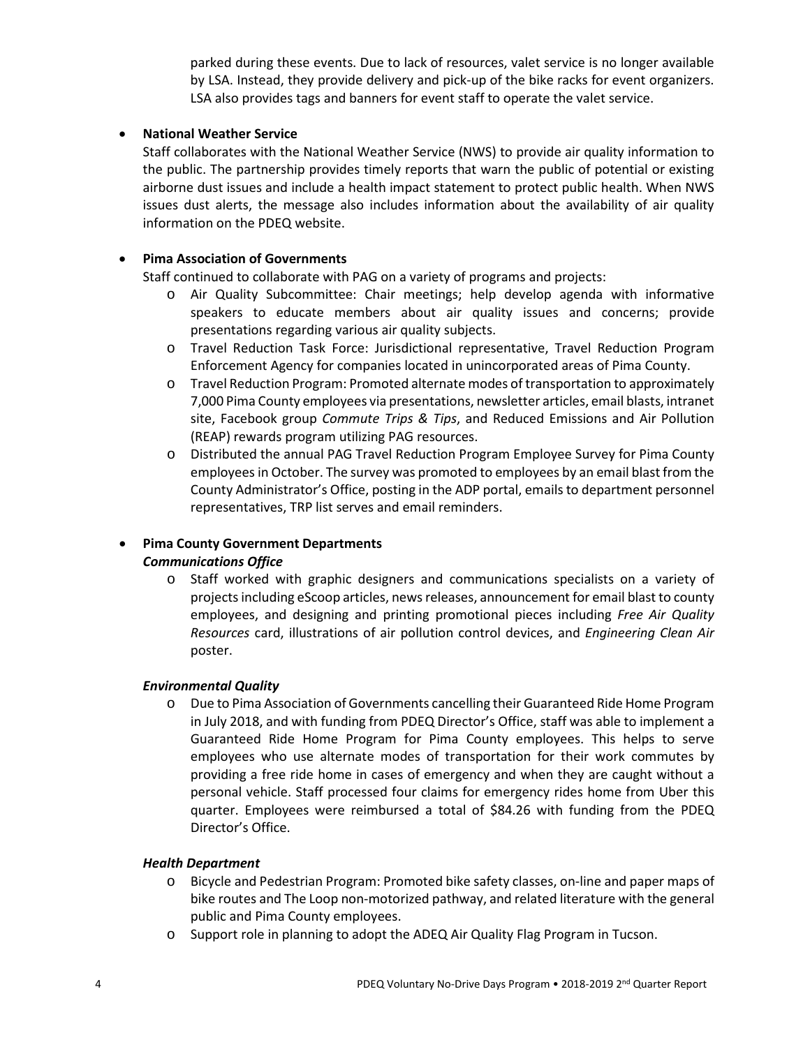parked during these events. Due to lack of resources, valet service is no longer available by LSA. Instead, they provide delivery and pick-up of the bike racks for event organizers. LSA also provides tags and banners for event staff to operate the valet service.

- **National Weather Service**

  Staff collaborates with the National Weather Service (NWS) to provide air quality information to the public. The partnership provides timely reports that warn the public of potential or existing airborne dust issues and include a health impact statement to protect public health. When NWS issues dust alerts, the message also includes information about the availability of air quality information on the PDEQ website.

- **Pima Association of Governments**

  Staff continued to collaborate with PAG on a variety of programs and projects:
  - Air Quality Subcommittee: Chair meetings; help develop agenda with informative speakers to educate members about air quality issues and concerns; provide presentations regarding various air quality subjects.
  - Travel Reduction Task Force: Jurisdictional representative, Travel Reduction Program Enforcement Agency for companies located in unincorporated areas of Pima County.
  - Travel Reduction Program: Promoted alternate modes of transportation to approximately 7,000 Pima County employees via presentations, newsletter articles, email blasts, intranet site, Facebook group *Commute Trips & Tips*, and Reduced Emissions and Air Pollution (REAP) rewards program utilizing PAG resources.
  - Distributed the annual PAG Travel Reduction Program Employee Survey for Pima County employees in October. The survey was promoted to employees by an email blast from the County Administrator's Office, posting in the ADP portal, emails to department personnel representatives, TRP list serves and email reminders.

- **Pima County Government Departments**

  ***Communications Office***
  - Staff worked with graphic designers and communications specialists on a variety of projects including eScoop articles, news releases, announcement for email blast to county employees, and designing and printing promotional pieces including *Free Air Quality Resources* card, illustrations of air pollution control devices, and *Engineering Clean Air* poster.

  ***Environmental Quality***
  - Due to Pima Association of Governments cancelling their Guaranteed Ride Home Program in July 2018, and with funding from PDEQ Director's Office, staff was able to implement a Guaranteed Ride Home Program for Pima County employees. This helps to serve employees who use alternate modes of transportation for their work commutes by providing a free ride home in cases of emergency and when they are caught without a personal vehicle. Staff processed four claims for emergency rides home from Uber this quarter. Employees were reimbursed a total of $84.26 with funding from the PDEQ Director's Office.

  ***Health Department***
  - Bicycle and Pedestrian Program: Promoted bike safety classes, on-line and paper maps of bike routes and The Loop non-motorized pathway, and related literature with the general public and Pima County employees.
  - Support role in planning to adopt the ADEQ Air Quality Flag Program in Tucson.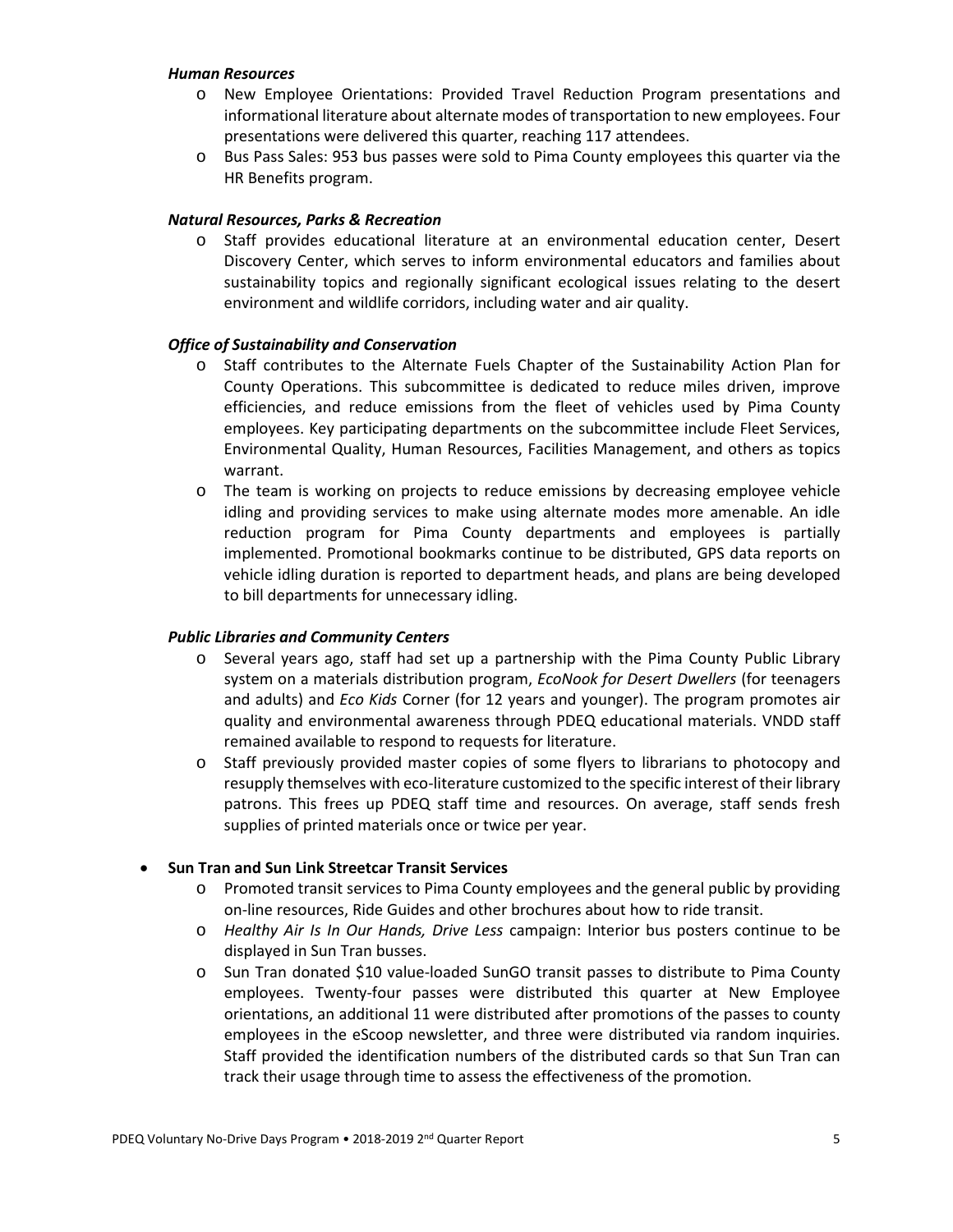***Human Resources***

- New Employee Orientations: Provided Travel Reduction Program presentations and informational literature about alternate modes of transportation to new employees. Four presentations were delivered this quarter, reaching 117 attendees.
- Bus Pass Sales: 953 bus passes were sold to Pima County employees this quarter via the HR Benefits program.

***Natural Resources, Parks & Recreation***

- Staff provides educational literature at an environmental education center, Desert Discovery Center, which serves to inform environmental educators and families about sustainability topics and regionally significant ecological issues relating to the desert environment and wildlife corridors, including water and air quality.

***Office of Sustainability and Conservation***

- Staff contributes to the Alternate Fuels Chapter of the Sustainability Action Plan for County Operations. This subcommittee is dedicated to reduce miles driven, improve efficiencies, and reduce emissions from the fleet of vehicles used by Pima County employees. Key participating departments on the subcommittee include Fleet Services, Environmental Quality, Human Resources, Facilities Management, and others as topics warrant.
- The team is working on projects to reduce emissions by decreasing employee vehicle idling and providing services to make using alternate modes more amenable. An idle reduction program for Pima County departments and employees is partially implemented. Promotional bookmarks continue to be distributed, GPS data reports on vehicle idling duration is reported to department heads, and plans are being developed to bill departments for unnecessary idling.

***Public Libraries and Community Centers***

- Several years ago, staff had set up a partnership with the Pima County Public Library system on a materials distribution program, *EcoNook for Desert Dwellers* (for teenagers and adults) and *Eco Kids* Corner (for 12 years and younger). The program promotes air quality and environmental awareness through PDEQ educational materials. VNDD staff remained available to respond to requests for literature.
- Staff previously provided master copies of some flyers to librarians to photocopy and resupply themselves with eco-literature customized to the specific interest of their library patrons. This frees up PDEQ staff time and resources. On average, staff sends fresh supplies of printed materials once or twice per year.

- **Sun Tran and Sun Link Streetcar Transit Services**
  - Promoted transit services to Pima County employees and the general public by providing on-line resources, Ride Guides and other brochures about how to ride transit.
  - *Healthy Air Is In Our Hands, Drive Less* campaign: Interior bus posters continue to be displayed in Sun Tran busses.
  - Sun Tran donated $10 value-loaded SunGO transit passes to distribute to Pima County employees. Twenty-four passes were distributed this quarter at New Employee orientations, an additional 11 were distributed after promotions of the passes to county employees in the eScoop newsletter, and three were distributed via random inquiries. Staff provided the identification numbers of the distributed cards so that Sun Tran can track their usage through time to assess the effectiveness of the promotion.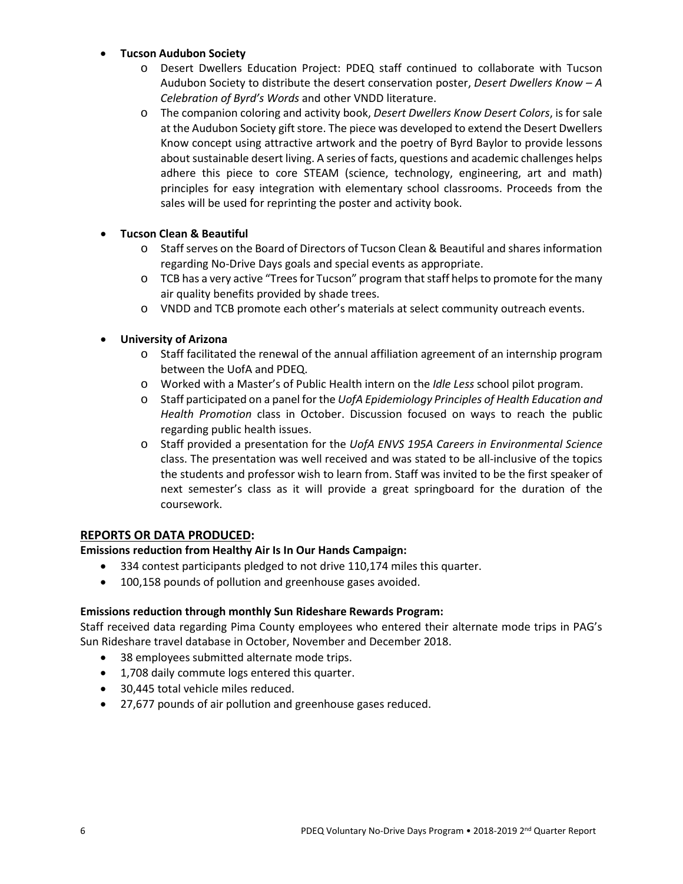- **Tucson Audubon Society**
  - Desert Dwellers Education Project: PDEQ staff continued to collaborate with Tucson Audubon Society to distribute the desert conservation poster, *Desert Dwellers Know – A Celebration of Byrd's Words* and other VNDD literature.
  - The companion coloring and activity book, *Desert Dwellers Know Desert Colors*, is for sale at the Audubon Society gift store. The piece was developed to extend the Desert Dwellers Know concept using attractive artwork and the poetry of Byrd Baylor to provide lessons about sustainable desert living. A series of facts, questions and academic challenges helps adhere this piece to core STEAM (science, technology, engineering, art and math) principles for easy integration with elementary school classrooms. Proceeds from the sales will be used for reprinting the poster and activity book.

- **Tucson Clean & Beautiful**
  - Staff serves on the Board of Directors of Tucson Clean & Beautiful and shares information regarding No-Drive Days goals and special events as appropriate.
  - TCB has a very active "Trees for Tucson" program that staff helps to promote for the many air quality benefits provided by shade trees.
  - VNDD and TCB promote each other's materials at select community outreach events.

- **University of Arizona**
  - Staff facilitated the renewal of the annual affiliation agreement of an internship program between the UofA and PDEQ.
  - Worked with a Master's of Public Health intern on the *Idle Less* school pilot program.
  - Staff participated on a panel for the *UofA Epidemiology Principles of Health Education and Health Promotion* class in October. Discussion focused on ways to reach the public regarding public health issues.
  - Staff provided a presentation for the *UofA ENVS 195A Careers in Environmental Science* class. The presentation was well received and was stated to be all-inclusive of the topics the students and professor wish to learn from. Staff was invited to be the first speaker of next semester's class as it will provide a great springboard for the duration of the coursework.

## REPORTS OR DATA PRODUCED:

**Emissions reduction from Healthy Air Is In Our Hands Campaign:**

- 334 contest participants pledged to not drive 110,174 miles this quarter.
- 100,158 pounds of pollution and greenhouse gases avoided.

**Emissions reduction through monthly Sun Rideshare Rewards Program:**

Staff received data regarding Pima County employees who entered their alternate mode trips in PAG's Sun Rideshare travel database in October, November and December 2018.

- 38 employees submitted alternate mode trips.
- 1,708 daily commute logs entered this quarter.
- 30,445 total vehicle miles reduced.
- 27,677 pounds of air pollution and greenhouse gases reduced.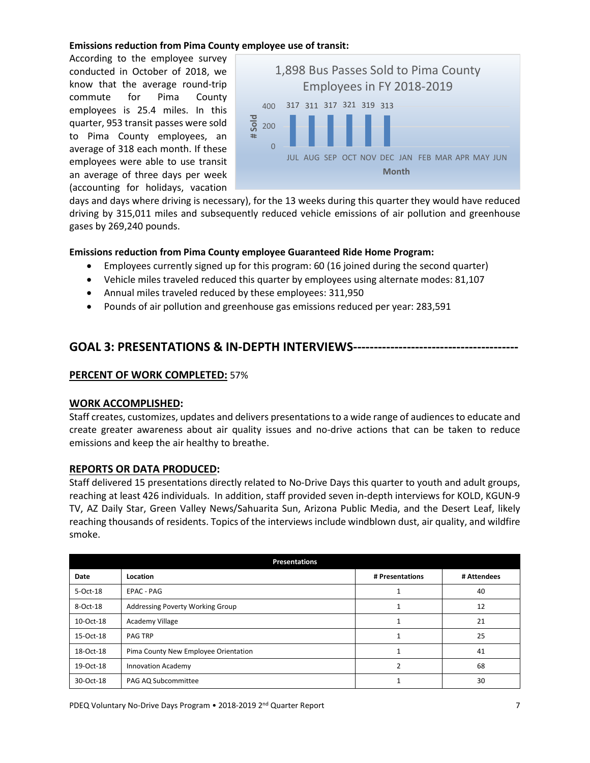**Emissions reduction from Pima County employee use of transit:**

According to the employee survey conducted in October of 2018, we know that the average round-trip commute for Pima County employees is 25.4 miles. In this quarter, 953 transit passes were sold to Pima County employees, an average of 318 each month. If these employees were able to use transit an average of three days per week (accounting for holidays, vacation days and days where driving is necessary), for the 13 weeks during this quarter they would have reduced driving by 315,011 miles and subsequently reduced vehicle emissions of air pollution and greenhouse gases by 269,240 pounds.

**1,898 Bus Passes Sold to Pima County Employees in FY 2018-2019**

| Month | # Sold |
|---|---|
| JUL | 317 |
| AUG | 311 |
| SEP | 317 |
| OCT | 321 |
| NOV | 319 |
| DEC | 313 |
| JAN | |
| FEB | |
| MAR | |
| APR | |
| MAY | |
| JUN | |

**Emissions reduction from Pima County employee Guaranteed Ride Home Program:**

- Employees currently signed up for this program: 60 (16 joined during the second quarter)
- Vehicle miles traveled reduced this quarter by employees using alternate modes: 81,107
- Annual miles traveled reduced by these employees: 311,950
- Pounds of air pollution and greenhouse gas emissions reduced per year: 283,591

## GOAL 3: PRESENTATIONS & IN-DEPTH INTERVIEWS----------------------------------------

**PERCENT OF WORK COMPLETED:** 57%

**WORK ACCOMPLISHED:**

Staff creates, customizes, updates and delivers presentations to a wide range of audiences to educate and create greater awareness about air quality issues and no-drive actions that can be taken to reduce emissions and keep the air healthy to breathe.

**REPORTS OR DATA PRODUCED:**

Staff delivered 15 presentations directly related to No-Drive Days this quarter to youth and adult groups, reaching at least 426 individuals. In addition, staff provided seven in-depth interviews for KOLD, KGUN-9 TV, AZ Daily Star, Green Valley News/Sahuarita Sun, Arizona Public Media, and the Desert Leaf, likely reaching thousands of residents. Topics of the interviews include windblown dust, air quality, and wildfire smoke.

| Presentations | | | |
|---|---|---|---|
| **Date** | **Location** | **# Presentations** | **# Attendees** |
| 5-Oct-18 | EPAC - PAG | 1 | 40 |
| 8-Oct-18 | Addressing Poverty Working Group | 1 | 12 |
| 10-Oct-18 | Academy Village | 1 | 21 |
| 15-Oct-18 | PAG TRP | 1 | 25 |
| 18-Oct-18 | Pima County New Employee Orientation | 1 | 41 |
| 19-Oct-18 | Innovation Academy | 2 | 68 |
| 30-Oct-18 | PAG AQ Subcommittee | 1 | 30 |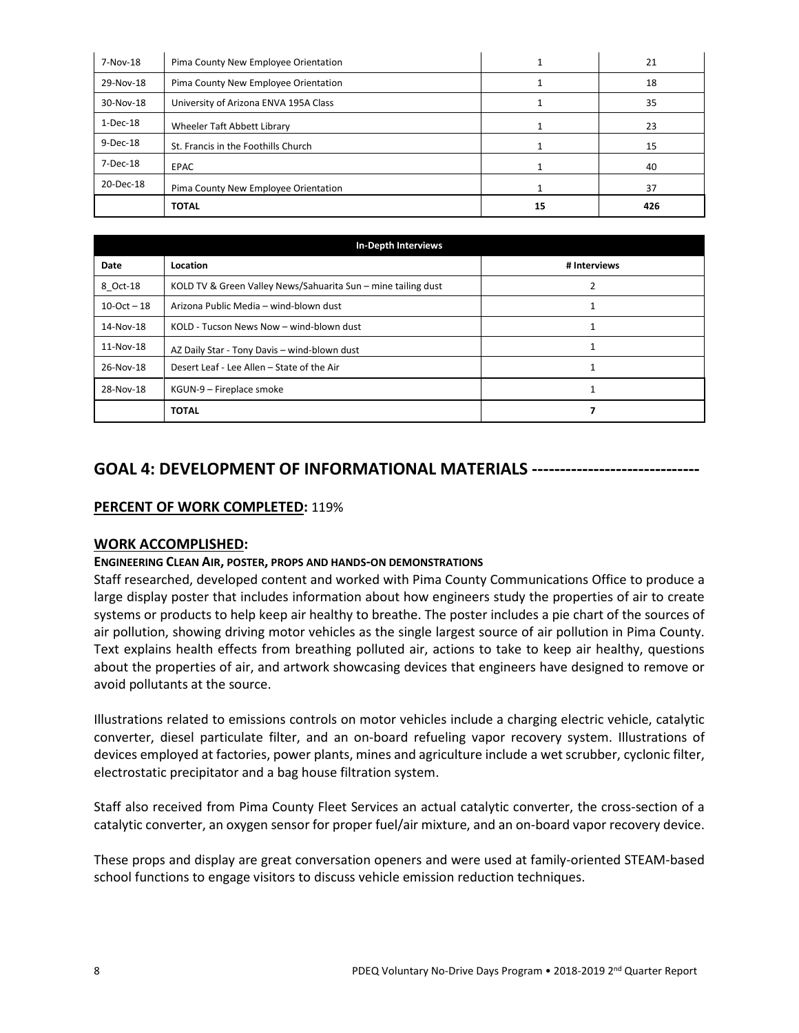| | | | |
|---|---|---|---|
| 7-Nov-18 | Pima County New Employee Orientation | 1 | 21 |
| 29-Nov-18 | Pima County New Employee Orientation | 1 | 18 |
| 30-Nov-18 | University of Arizona ENVA 195A Class | 1 | 35 |
| 1-Dec-18 | Wheeler Taft Abbett Library | 1 | 23 |
| 9-Dec-18 | St. Francis in the Foothills Church | 1 | 15 |
| 7-Dec-18 | EPAC | 1 | 40 |
| 20-Dec-18 | Pima County New Employee Orientation | 1 | 37 |
| | **TOTAL** | **15** | **426** |

| In-Depth Interviews | | |
|---|---|---|
| **Date** | **Location** | **# Interviews** |
| 8_Oct-18 | KOLD TV & Green Valley News/Sahuarita Sun – mine tailing dust | 2 |
| 10-Oct – 18 | Arizona Public Media – wind-blown dust | 1 |
| 14-Nov-18 | KOLD - Tucson News Now – wind-blown dust | 1 |
| 11-Nov-18 | AZ Daily Star - Tony Davis – wind-blown dust | 1 |
| 26-Nov-18 | Desert Leaf - Lee Allen – State of the Air | 1 |
| 28-Nov-18 | KGUN-9 – Fireplace smoke | 1 |
| | **TOTAL** | **7** |

## GOAL 4: DEVELOPMENT OF INFORMATIONAL MATERIALS -----------------------------

**PERCENT OF WORK COMPLETED:** 119%

**WORK ACCOMPLISHED:**

**ENGINEERING CLEAN AIR, POSTER, PROPS AND HANDS-ON DEMONSTRATIONS**

Staff researched, developed content and worked with Pima County Communications Office to produce a large display poster that includes information about how engineers study the properties of air to create systems or products to help keep air healthy to breathe. The poster includes a pie chart of the sources of air pollution, showing driving motor vehicles as the single largest source of air pollution in Pima County. Text explains health effects from breathing polluted air, actions to take to keep air healthy, questions about the properties of air, and artwork showcasing devices that engineers have designed to remove or avoid pollutants at the source.

Illustrations related to emissions controls on motor vehicles include a charging electric vehicle, catalytic converter, diesel particulate filter, and an on-board refueling vapor recovery system. Illustrations of devices employed at factories, power plants, mines and agriculture include a wet scrubber, cyclonic filter, electrostatic precipitator and a bag house filtration system.

Staff also received from Pima County Fleet Services an actual catalytic converter, the cross-section of a catalytic converter, an oxygen sensor for proper fuel/air mixture, and an on-board vapor recovery device.

These props and display are great conversation openers and were used at family-oriented STEAM-based school functions to engage visitors to discuss vehicle emission reduction techniques.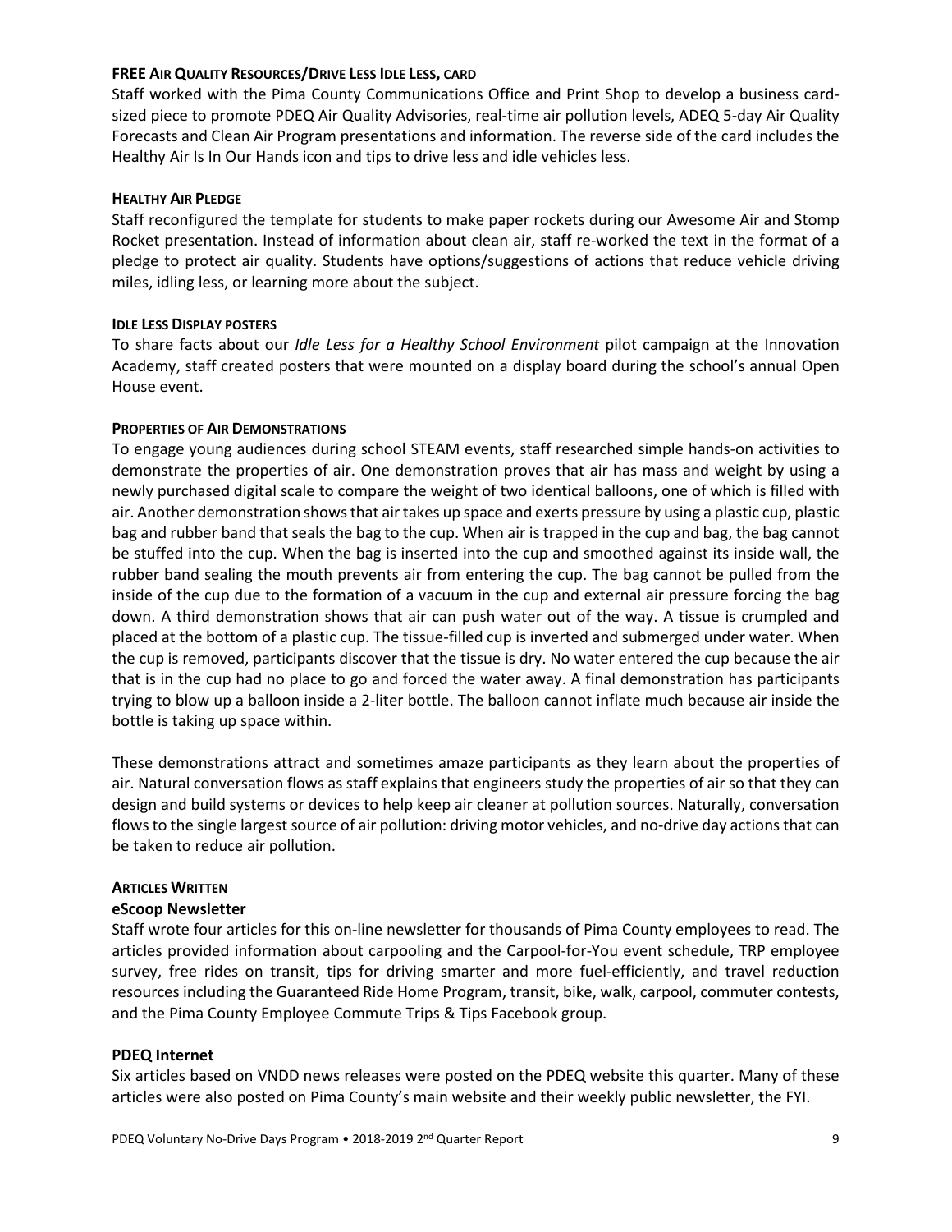#### **FREE AIR QUALITY RESOURCES/DRIVE LESS IDLE LESS, CARD**

Staff worked with the Pima County Communications Office and Print Shop to develop a business card-sized piece to promote PDEQ Air Quality Advisories, real-time air pollution levels, ADEQ 5-day Air Quality Forecasts and Clean Air Program presentations and information. The reverse side of the card includes the Healthy Air Is In Our Hands icon and tips to drive less and idle vehicles less.

#### **HEALTHY AIR PLEDGE**

Staff reconfigured the template for students to make paper rockets during our Awesome Air and Stomp Rocket presentation. Instead of information about clean air, staff re-worked the text in the format of a pledge to protect air quality. Students have options/suggestions of actions that reduce vehicle driving miles, idling less, or learning more about the subject.

#### **IDLE LESS DISPLAY POSTERS**

To share facts about our *Idle Less for a Healthy School Environment* pilot campaign at the Innovation Academy, staff created posters that were mounted on a display board during the school's annual Open House event.

#### **PROPERTIES OF AIR DEMONSTRATIONS**

To engage young audiences during school STEAM events, staff researched simple hands-on activities to demonstrate the properties of air. One demonstration proves that air has mass and weight by using a newly purchased digital scale to compare the weight of two identical balloons, one of which is filled with air. Another demonstration shows that air takes up space and exerts pressure by using a plastic cup, plastic bag and rubber band that seals the bag to the cup. When air is trapped in the cup and bag, the bag cannot be stuffed into the cup. When the bag is inserted into the cup and smoothed against its inside wall, the rubber band sealing the mouth prevents air from entering the cup. The bag cannot be pulled from the inside of the cup due to the formation of a vacuum in the cup and external air pressure forcing the bag down. A third demonstration shows that air can push water out of the way. A tissue is crumpled and placed at the bottom of a plastic cup. The tissue-filled cup is inverted and submerged under water. When the cup is removed, participants discover that the tissue is dry. No water entered the cup because the air that is in the cup had no place to go and forced the water away. A final demonstration has participants trying to blow up a balloon inside a 2-liter bottle. The balloon cannot inflate much because air inside the bottle is taking up space within.

These demonstrations attract and sometimes amaze participants as they learn about the properties of air. Natural conversation flows as staff explains that engineers study the properties of air so that they can design and build systems or devices to help keep air cleaner at pollution sources. Naturally, conversation flows to the single largest source of air pollution: driving motor vehicles, and no-drive day actions that can be taken to reduce air pollution.

#### **ARTICLES WRITTEN**

**eScoop Newsletter**

Staff wrote four articles for this on-line newsletter for thousands of Pima County employees to read. The articles provided information about carpooling and the Carpool-for-You event schedule, TRP employee survey, free rides on transit, tips for driving smarter and more fuel-efficiently, and travel reduction resources including the Guaranteed Ride Home Program, transit, bike, walk, carpool, commuter contests, and the Pima County Employee Commute Trips & Tips Facebook group.

**PDEQ Internet**

Six articles based on VNDD news releases were posted on the PDEQ website this quarter. Many of these articles were also posted on Pima County's main website and their weekly public newsletter, the FYI.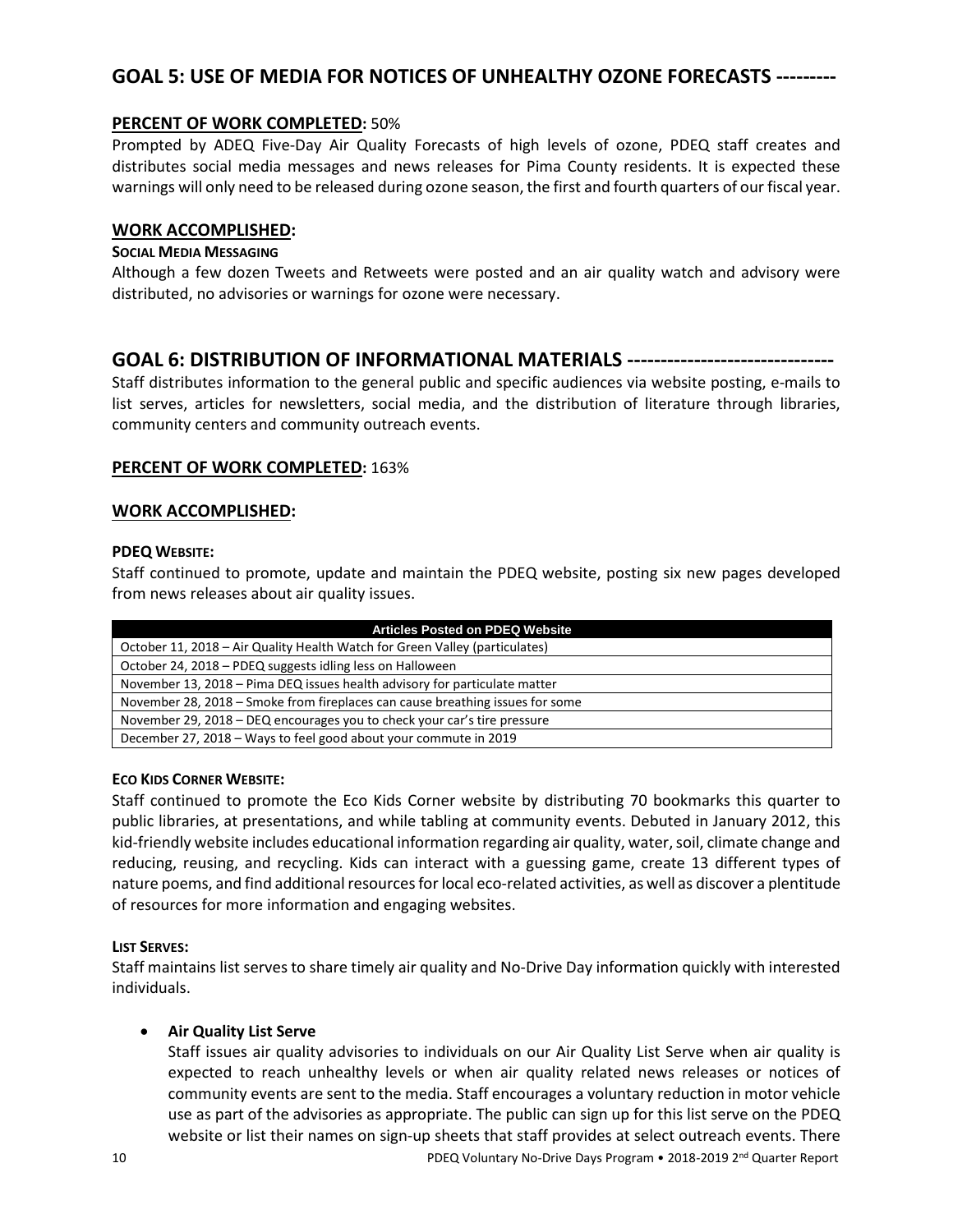## GOAL 5: USE OF MEDIA FOR NOTICES OF UNHEALTHY OZONE FORECASTS ---------

### PERCENT OF WORK COMPLETED: 50%

Prompted by ADEQ Five-Day Air Quality Forecasts of high levels of ozone, PDEQ staff creates and distributes social media messages and news releases for Pima County residents. It is expected these warnings will only need to be released during ozone season, the first and fourth quarters of our fiscal year.

### WORK ACCOMPLISHED:

#### SOCIAL MEDIA MESSAGING

Although a few dozen Tweets and Retweets were posted and an air quality watch and advisory were distributed, no advisories or warnings for ozone were necessary.

## GOAL 6: DISTRIBUTION OF INFORMATIONAL MATERIALS ------------------------------

Staff distributes information to the general public and specific audiences via website posting, e-mails to list serves, articles for newsletters, social media, and the distribution of literature through libraries, community centers and community outreach events.

### PERCENT OF WORK COMPLETED: 163%

### WORK ACCOMPLISHED:

#### PDEQ WEBSITE:

Staff continued to promote, update and maintain the PDEQ website, posting six new pages developed from news releases about air quality issues.

| Articles Posted on PDEQ Website |
|---|
| October 11, 2018 – Air Quality Health Watch for Green Valley (particulates) |
| October 24, 2018 – PDEQ suggests idling less on Halloween |
| November 13, 2018 – Pima DEQ issues health advisory for particulate matter |
| November 28, 2018 – Smoke from fireplaces can cause breathing issues for some |
| November 29, 2018 – DEQ encourages you to check your car's tire pressure |
| December 27, 2018 – Ways to feel good about your commute in 2019 |

#### ECO KIDS CORNER WEBSITE:

Staff continued to promote the Eco Kids Corner website by distributing 70 bookmarks this quarter to public libraries, at presentations, and while tabling at community events. Debuted in January 2012, this kid-friendly website includes educational information regarding air quality, water, soil, climate change and reducing, reusing, and recycling. Kids can interact with a guessing game, create 13 different types of nature poems, and find additional resources for local eco-related activities, as well as discover a plentitude of resources for more information and engaging websites.

#### LIST SERVES:

Staff maintains list serves to share timely air quality and No-Drive Day information quickly with interested individuals.

- **Air Quality List Serve**
  Staff issues air quality advisories to individuals on our Air Quality List Serve when air quality is expected to reach unhealthy levels or when air quality related news releases or notices of community events are sent to the media. Staff encourages a voluntary reduction in motor vehicle use as part of the advisories as appropriate. The public can sign up for this list serve on the PDEQ website or list their names on sign-up sheets that staff provides at select outreach events. There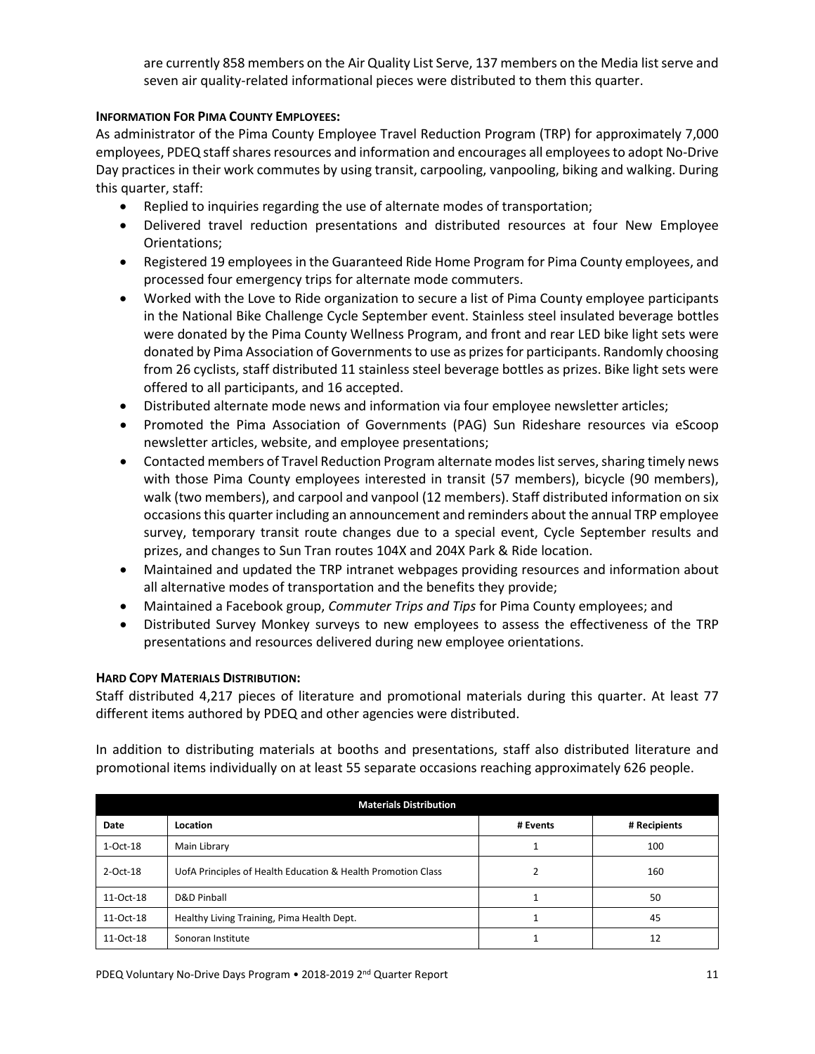are currently 858 members on the Air Quality List Serve, 137 members on the Media list serve and seven air quality-related informational pieces were distributed to them this quarter.

**INFORMATION FOR PIMA COUNTY EMPLOYEES:**

As administrator of the Pima County Employee Travel Reduction Program (TRP) for approximately 7,000 employees, PDEQ staff shares resources and information and encourages all employees to adopt No-Drive Day practices in their work commutes by using transit, carpooling, vanpooling, biking and walking. During this quarter, staff:

- Replied to inquiries regarding the use of alternate modes of transportation;
- Delivered travel reduction presentations and distributed resources at four New Employee Orientations;
- Registered 19 employees in the Guaranteed Ride Home Program for Pima County employees, and processed four emergency trips for alternate mode commuters.
- Worked with the Love to Ride organization to secure a list of Pima County employee participants in the National Bike Challenge Cycle September event. Stainless steel insulated beverage bottles were donated by the Pima County Wellness Program, and front and rear LED bike light sets were donated by Pima Association of Governments to use as prizes for participants. Randomly choosing from 26 cyclists, staff distributed 11 stainless steel beverage bottles as prizes. Bike light sets were offered to all participants, and 16 accepted.
- Distributed alternate mode news and information via four employee newsletter articles;
- Promoted the Pima Association of Governments (PAG) Sun Rideshare resources via eScoop newsletter articles, website, and employee presentations;
- Contacted members of Travel Reduction Program alternate modes list serves, sharing timely news with those Pima County employees interested in transit (57 members), bicycle (90 members), walk (two members), and carpool and vanpool (12 members). Staff distributed information on six occasions this quarter including an announcement and reminders about the annual TRP employee survey, temporary transit route changes due to a special event, Cycle September results and prizes, and changes to Sun Tran routes 104X and 204X Park & Ride location.
- Maintained and updated the TRP intranet webpages providing resources and information about all alternative modes of transportation and the benefits they provide;
- Maintained a Facebook group, *Commuter Trips and Tips* for Pima County employees; and
- Distributed Survey Monkey surveys to new employees to assess the effectiveness of the TRP presentations and resources delivered during new employee orientations.

**HARD COPY MATERIALS DISTRIBUTION:**

Staff distributed 4,217 pieces of literature and promotional materials during this quarter. At least 77 different items authored by PDEQ and other agencies were distributed.

In addition to distributing materials at booths and presentations, staff also distributed literature and promotional items individually on at least 55 separate occasions reaching approximately 626 people.

| Materials Distribution | | | |
|---|---|---|---|
| **Date** | **Location** | **# Events** | **# Recipients** |
| 1-Oct-18 | Main Library | 1 | 100 |
| 2-Oct-18 | UofA Principles of Health Education & Health Promotion Class | 2 | 160 |
| 11-Oct-18 | D&D Pinball | 1 | 50 |
| 11-Oct-18 | Healthy Living Training, Pima Health Dept. | 1 | 45 |
| 11-Oct-18 | Sonoran Institute | 1 | 12 |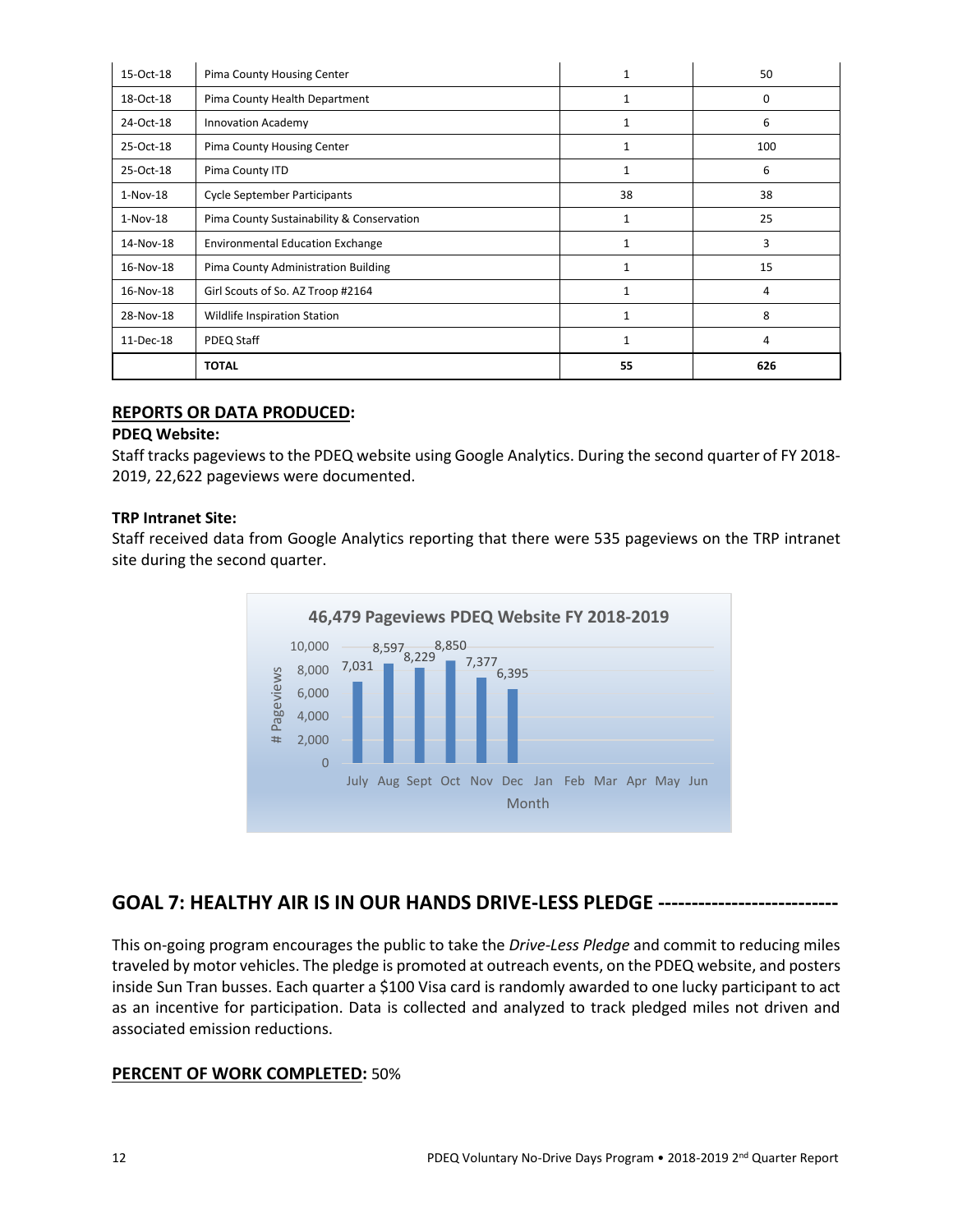| 15-Oct-18 | Pima County Housing Center | 1 | 50 |
|---|---|---|---|
| 18-Oct-18 | Pima County Health Department | 1 | 0 |
| 24-Oct-18 | Innovation Academy | 1 | 6 |
| 25-Oct-18 | Pima County Housing Center | 1 | 100 |
| 25-Oct-18 | Pima County ITD | 1 | 6 |
| 1-Nov-18 | Cycle September Participants | 38 | 38 |
| 1-Nov-18 | Pima County Sustainability & Conservation | 1 | 25 |
| 14-Nov-18 | Environmental Education Exchange | 1 | 3 |
| 16-Nov-18 | Pima County Administration Building | 1 | 15 |
| 16-Nov-18 | Girl Scouts of So. AZ Troop #2164 | 1 | 4 |
| 28-Nov-18 | Wildlife Inspiration Station | 1 | 8 |
| 11-Dec-18 | PDEQ Staff | 1 | 4 |
| | **TOTAL** | **55** | **626** |

## REPORTS OR DATA PRODUCED:

**PDEQ Website:**

Staff tracks pageviews to the PDEQ website using Google Analytics. During the second quarter of FY 2018-2019, 22,622 pageviews were documented.

**TRP Intranet Site:**

Staff received data from Google Analytics reporting that there were 535 pageviews on the TRP intranet site during the second quarter.

**46,479 Pageviews PDEQ Website FY 2018-2019**

| Month | # Pageviews |
|---|---|
| July | 7,031 |
| Aug | 8,597 |
| Sept | 8,229 |
| Oct | 8,850 |
| Nov | 7,377 |
| Dec | 6,395 |
| Jan | |
| Feb | |
| Mar | |
| Apr | |
| May | |
| Jun | |

## GOAL 7: HEALTHY AIR IS IN OUR HANDS DRIVE-LESS PLEDGE --------------------------

This on-going program encourages the public to take the *Drive-Less Pledge* and commit to reducing miles traveled by motor vehicles. The pledge is promoted at outreach events, on the PDEQ website, and posters inside Sun Tran busses. Each quarter a $100 Visa card is randomly awarded to one lucky participant to act as an incentive for participation. Data is collected and analyzed to track pledged miles not driven and associated emission reductions.

**PERCENT OF WORK COMPLETED:** 50%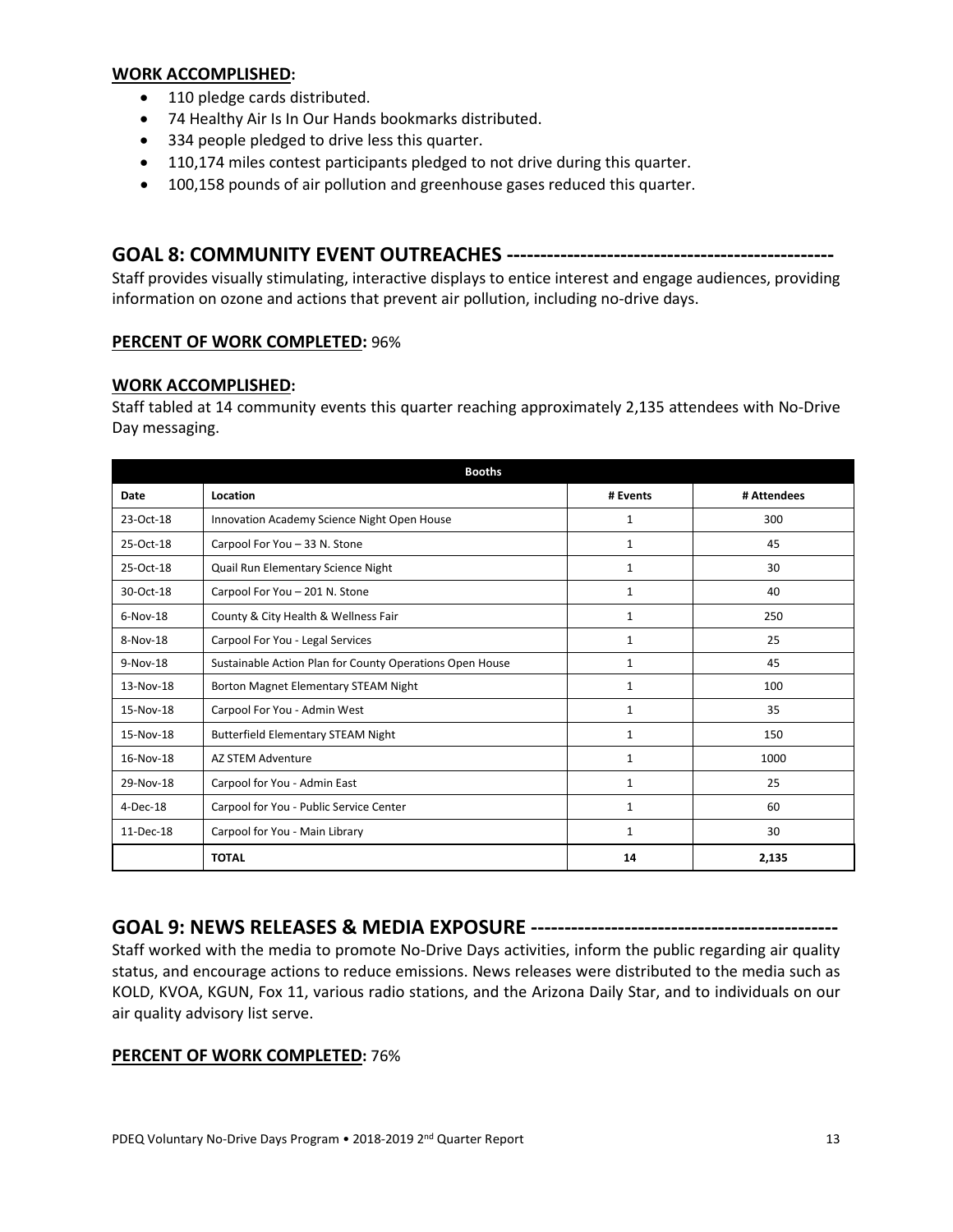### WORK ACCOMPLISHED:

- 110 pledge cards distributed.
- 74 Healthy Air Is In Our Hands bookmarks distributed.
- 334 people pledged to drive less this quarter.
- 110,174 miles contest participants pledged to not drive during this quarter.
- 100,158 pounds of air pollution and greenhouse gases reduced this quarter.

## GOAL 8: COMMUNITY EVENT OUTREACHES ------------------------------------------------

Staff provides visually stimulating, interactive displays to entice interest and engage audiences, providing information on ozone and actions that prevent air pollution, including no-drive days.

**PERCENT OF WORK COMPLETED:** 96%

### WORK ACCOMPLISHED:

Staff tabled at 14 community events this quarter reaching approximately 2,135 attendees with No-Drive Day messaging.

| Booths | | | |
|---|---|---|---|
| **Date** | **Location** | **# Events** | **# Attendees** |
| 23-Oct-18 | Innovation Academy Science Night Open House | 1 | 300 |
| 25-Oct-18 | Carpool For You – 33 N. Stone | 1 | 45 |
| 25-Oct-18 | Quail Run Elementary Science Night | 1 | 30 |
| 30-Oct-18 | Carpool For You – 201 N. Stone | 1 | 40 |
| 6-Nov-18 | County & City Health & Wellness Fair | 1 | 250 |
| 8-Nov-18 | Carpool For You - Legal Services | 1 | 25 |
| 9-Nov-18 | Sustainable Action Plan for County Operations Open House | 1 | 45 |
| 13-Nov-18 | Borton Magnet Elementary STEAM Night | 1 | 100 |
| 15-Nov-18 | Carpool For You - Admin West | 1 | 35 |
| 15-Nov-18 | Butterfield Elementary STEAM Night | 1 | 150 |
| 16-Nov-18 | AZ STEM Adventure | 1 | 1000 |
| 29-Nov-18 | Carpool for You - Admin East | 1 | 25 |
| 4-Dec-18 | Carpool for You - Public Service Center | 1 | 60 |
| 11-Dec-18 | Carpool for You - Main Library | 1 | 30 |
| | **TOTAL** | **14** | **2,135** |

## GOAL 9: NEWS RELEASES & MEDIA EXPOSURE --------------------------------------------

Staff worked with the media to promote No-Drive Days activities, inform the public regarding air quality status, and encourage actions to reduce emissions. News releases were distributed to the media such as KOLD, KVOA, KGUN, Fox 11, various radio stations, and the Arizona Daily Star, and to individuals on our air quality advisory list serve.

**PERCENT OF WORK COMPLETED:** 76%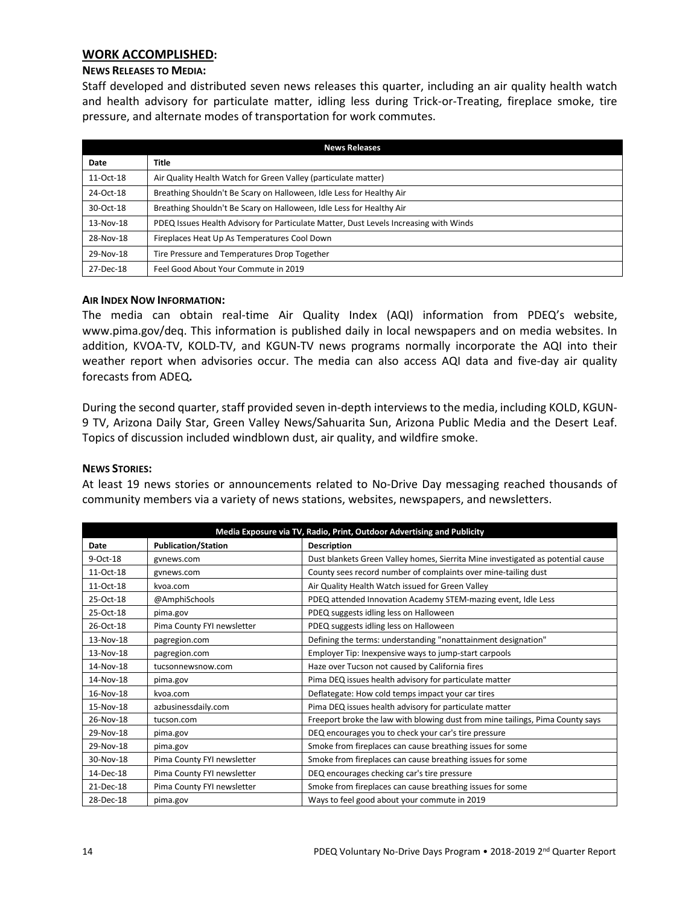## WORK ACCOMPLISHED:

### NEWS RELEASES TO MEDIA:

Staff developed and distributed seven news releases this quarter, including an air quality health watch and health advisory for particulate matter, idling less during Trick-or-Treating, fireplace smoke, tire pressure, and alternate modes of transportation for work commutes.

| News Releases | |
|---|---|
| **Date** | **Title** |
| 11-Oct-18 | Air Quality Health Watch for Green Valley (particulate matter) |
| 24-Oct-18 | Breathing Shouldn't Be Scary on Halloween, Idle Less for Healthy Air |
| 30-Oct-18 | Breathing Shouldn't Be Scary on Halloween, Idle Less for Healthy Air |
| 13-Nov-18 | PDEQ Issues Health Advisory for Particulate Matter, Dust Levels Increasing with Winds |
| 28-Nov-18 | Fireplaces Heat Up As Temperatures Cool Down |
| 29-Nov-18 | Tire Pressure and Temperatures Drop Together |
| 27-Dec-18 | Feel Good About Your Commute in 2019 |

### AIR INDEX NOW INFORMATION:

The media can obtain real-time Air Quality Index (AQI) information from PDEQ's website, www.pima.gov/deq. This information is published daily in local newspapers and on media websites. In addition, KVOA-TV, KOLD-TV, and KGUN-TV news programs normally incorporate the AQI into their weather report when advisories occur. The media can also access AQI data and five-day air quality forecasts from ADEQ**.**

During the second quarter, staff provided seven in-depth interviews to the media, including KOLD, KGUN-9 TV, Arizona Daily Star, Green Valley News/Sahuarita Sun, Arizona Public Media and the Desert Leaf. Topics of discussion included windblown dust, air quality, and wildfire smoke.

### NEWS STORIES:

At least 19 news stories or announcements related to No-Drive Day messaging reached thousands of community members via a variety of news stations, websites, newspapers, and newsletters.

| Media Exposure via TV, Radio, Print, Outdoor Advertising and Publicity | | |
|---|---|---|
| **Date** | **Publication/Station** | **Description** |
| 9-Oct-18 | gvnews.com | Dust blankets Green Valley homes, Sierrita Mine investigated as potential cause |
| 11-Oct-18 | gvnews.com | County sees record number of complaints over mine-tailing dust |
| 11-Oct-18 | kvoa.com | Air Quality Health Watch issued for Green Valley |
| 25-Oct-18 | @AmphiSchools | PDEQ attended Innovation Academy STEM-mazing event, Idle Less |
| 25-Oct-18 | pima.gov | PDEQ suggests idling less on Halloween |
| 26-Oct-18 | Pima County FYI newsletter | PDEQ suggests idling less on Halloween |
| 13-Nov-18 | pagregion.com | Defining the terms: understanding "nonattainment designation" |
| 13-Nov-18 | pagregion.com | Employer Tip: Inexpensive ways to jump-start carpools |
| 14-Nov-18 | tucsonnewsnow.com | Haze over Tucson not caused by California fires |
| 14-Nov-18 | pima.gov | Pima DEQ issues health advisory for particulate matter |
| 16-Nov-18 | kvoa.com | Deflategate: How cold temps impact your car tires |
| 15-Nov-18 | azbusinessdaily.com | Pima DEQ issues health advisory for particulate matter |
| 26-Nov-18 | tucson.com | Freeport broke the law with blowing dust from mine tailings, Pima County says |
| 29-Nov-18 | pima.gov | DEQ encourages you to check your car's tire pressure |
| 29-Nov-18 | pima.gov | Smoke from fireplaces can cause breathing issues for some |
| 30-Nov-18 | Pima County FYI newsletter | Smoke from fireplaces can cause breathing issues for some |
| 14-Dec-18 | Pima County FYI newsletter | DEQ encourages checking car's tire pressure |
| 21-Dec-18 | Pima County FYI newsletter | Smoke from fireplaces can cause breathing issues for some |
| 28-Dec-18 | pima.gov | Ways to feel good about your commute in 2019 |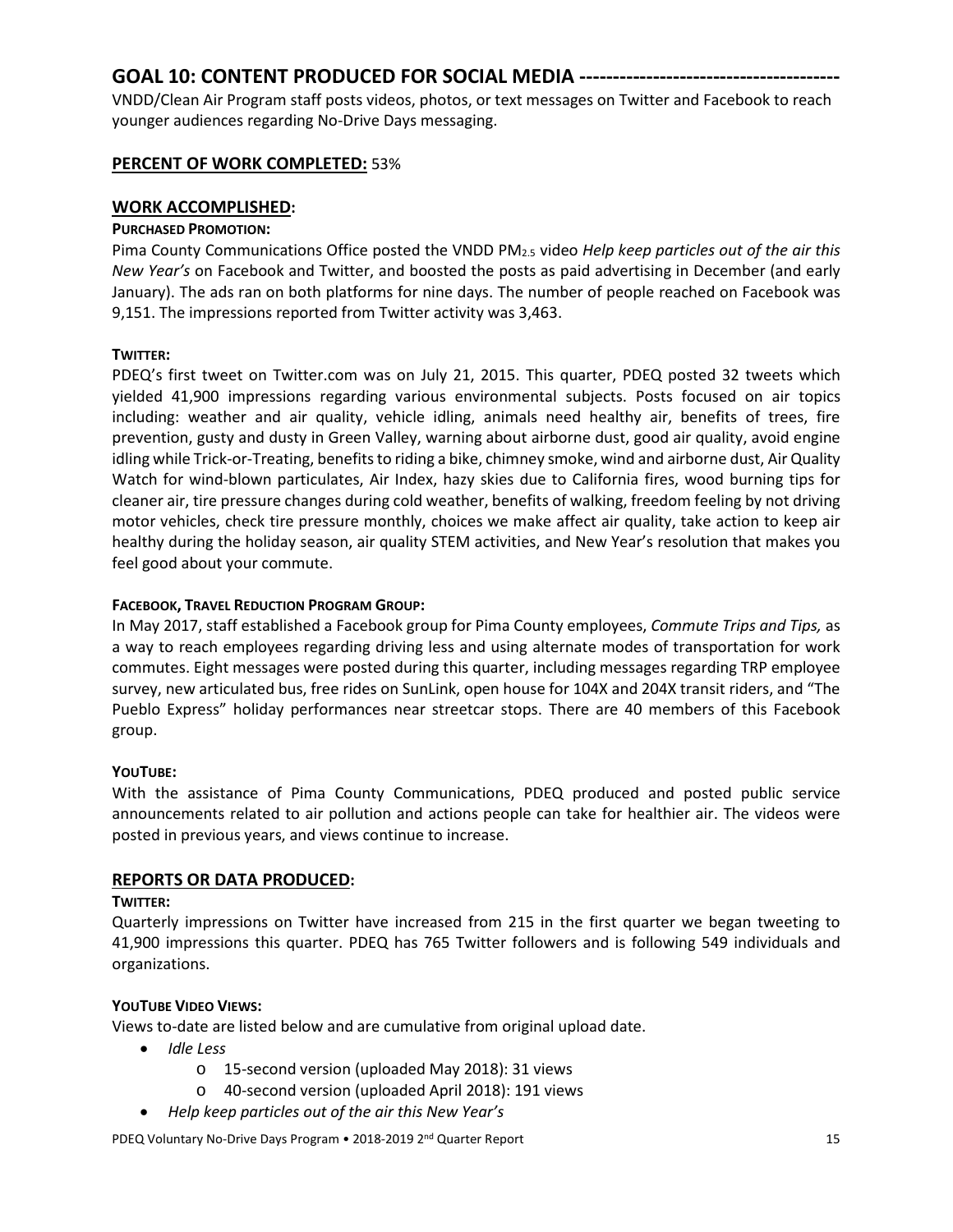## GOAL 10: CONTENT PRODUCED FOR SOCIAL MEDIA --------------------------------------

VNDD/Clean Air Program staff posts videos, photos, or text messages on Twitter and Facebook to reach younger audiences regarding No-Drive Days messaging.

### PERCENT OF WORK COMPLETED: 53%

### WORK ACCOMPLISHED:

**PURCHASED PROMOTION:**

Pima County Communications Office posted the VNDD $PM_{2.5}$ video *Help keep particles out of the air this New Year's* on Facebook and Twitter, and boosted the posts as paid advertising in December (and early January). The ads ran on both platforms for nine days. The number of people reached on Facebook was 9,151. The impressions reported from Twitter activity was 3,463.

**TWITTER:**

PDEQ's first tweet on Twitter.com was on July 21, 2015. This quarter, PDEQ posted 32 tweets which yielded 41,900 impressions regarding various environmental subjects. Posts focused on air topics including: weather and air quality, vehicle idling, animals need healthy air, benefits of trees, fire prevention, gusty and dusty in Green Valley, warning about airborne dust, good air quality, avoid engine idling while Trick-or-Treating, benefits to riding a bike, chimney smoke, wind and airborne dust, Air Quality Watch for wind-blown particulates, Air Index, hazy skies due to California fires, wood burning tips for cleaner air, tire pressure changes during cold weather, benefits of walking, freedom feeling by not driving motor vehicles, check tire pressure monthly, choices we make affect air quality, take action to keep air healthy during the holiday season, air quality STEM activities, and New Year's resolution that makes you feel good about your commute.

**FACEBOOK, TRAVEL REDUCTION PROGRAM GROUP:**

In May 2017, staff established a Facebook group for Pima County employees, *Commute Trips and Tips,* as a way to reach employees regarding driving less and using alternate modes of transportation for work commutes. Eight messages were posted during this quarter, including messages regarding TRP employee survey, new articulated bus, free rides on SunLink, open house for 104X and 204X transit riders, and "The Pueblo Express" holiday performances near streetcar stops. There are 40 members of this Facebook group.

**YOUTUBE:**

With the assistance of Pima County Communications, PDEQ produced and posted public service announcements related to air pollution and actions people can take for healthier air. The videos were posted in previous years, and views continue to increase.

### REPORTS OR DATA PRODUCED:

**TWITTER:**

Quarterly impressions on Twitter have increased from 215 in the first quarter we began tweeting to 41,900 impressions this quarter. PDEQ has 765 Twitter followers and is following 549 individuals and organizations.

**YOUTUBE VIDEO VIEWS:**

Views to-date are listed below and are cumulative from original upload date.

- *Idle Less*
  - 15-second version (uploaded May 2018): 31 views
  - 40-second version (uploaded April 2018): 191 views
- *Help keep particles out of the air this New Year's*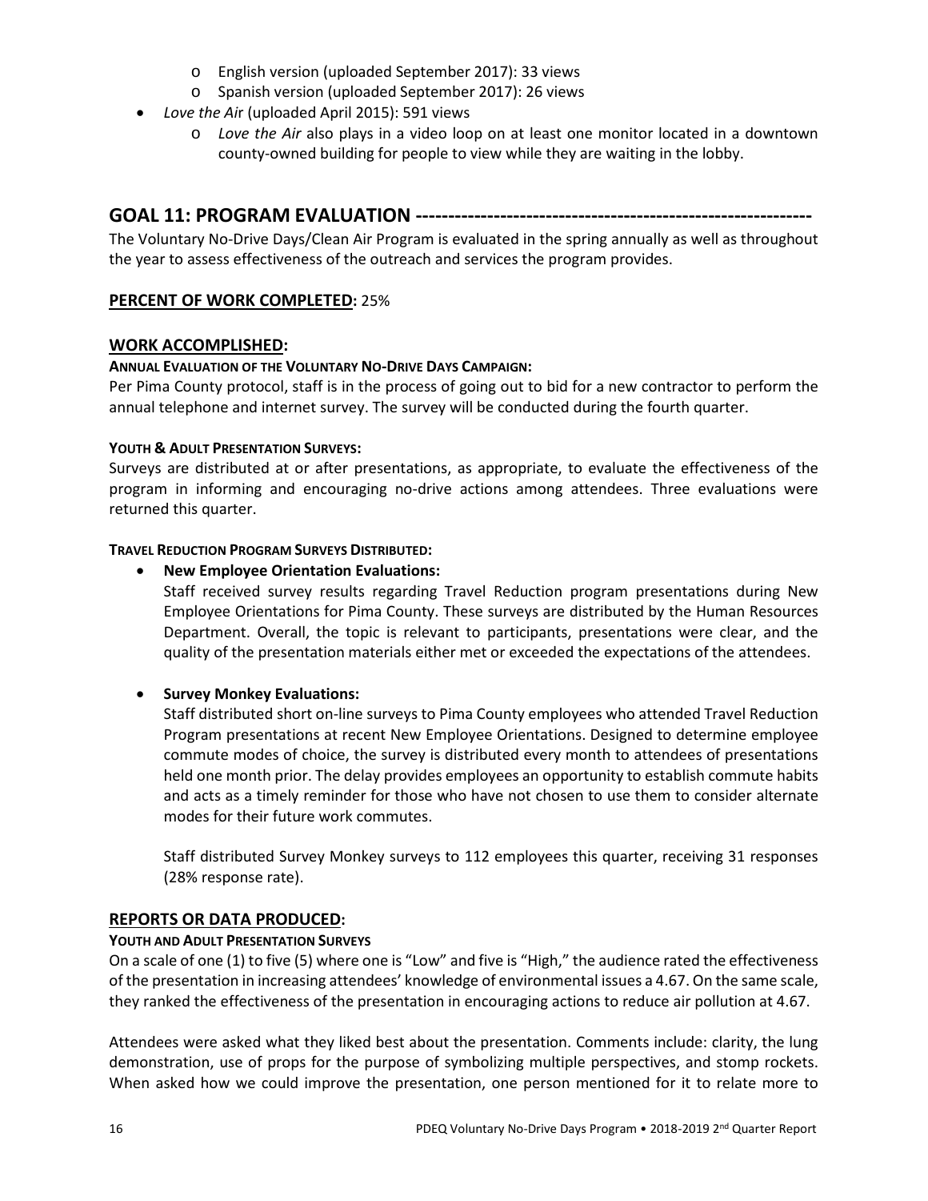- English version (uploaded September 2017): 33 views
  - Spanish version (uploaded September 2017): 26 views
- *Love the Air* (uploaded April 2015): 591 views
  - *Love the Air* also plays in a video loop on at least one monitor located in a downtown county-owned building for people to view while they are waiting in the lobby.

## GOAL 11: PROGRAM EVALUATION ----------------------------------------------------------

The Voluntary No-Drive Days/Clean Air Program is evaluated in the spring annually as well as throughout the year to assess effectiveness of the outreach and services the program provides.

### PERCENT OF WORK COMPLETED: 25%

### WORK ACCOMPLISHED:

**ANNUAL EVALUATION OF THE VOLUNTARY NO-DRIVE DAYS CAMPAIGN:**

Per Pima County protocol, staff is in the process of going out to bid for a new contractor to perform the annual telephone and internet survey. The survey will be conducted during the fourth quarter.

**YOUTH & ADULT PRESENTATION SURVEYS:**

Surveys are distributed at or after presentations, as appropriate, to evaluate the effectiveness of the program in informing and encouraging no-drive actions among attendees. Three evaluations were returned this quarter.

**TRAVEL REDUCTION PROGRAM SURVEYS DISTRIBUTED:**

- **New Employee Orientation Evaluations:**
  Staff received survey results regarding Travel Reduction program presentations during New Employee Orientations for Pima County. These surveys are distributed by the Human Resources Department. Overall, the topic is relevant to participants, presentations were clear, and the quality of the presentation materials either met or exceeded the expectations of the attendees.

- **Survey Monkey Evaluations:**
  Staff distributed short on-line surveys to Pima County employees who attended Travel Reduction Program presentations at recent New Employee Orientations. Designed to determine employee commute modes of choice, the survey is distributed every month to attendees of presentations held one month prior. The delay provides employees an opportunity to establish commute habits and acts as a timely reminder for those who have not chosen to use them to consider alternate modes for their future work commutes.

  Staff distributed Survey Monkey surveys to 112 employees this quarter, receiving 31 responses (28% response rate).

### REPORTS OR DATA PRODUCED:

**YOUTH AND ADULT PRESENTATION SURVEYS**

On a scale of one (1) to five (5) where one is "Low" and five is "High," the audience rated the effectiveness of the presentation in increasing attendees' knowledge of environmental issues a 4.67. On the same scale, they ranked the effectiveness of the presentation in encouraging actions to reduce air pollution at 4.67.

Attendees were asked what they liked best about the presentation. Comments include: clarity, the lung demonstration, use of props for the purpose of symbolizing multiple perspectives, and stomp rockets. When asked how we could improve the presentation, one person mentioned for it to relate more to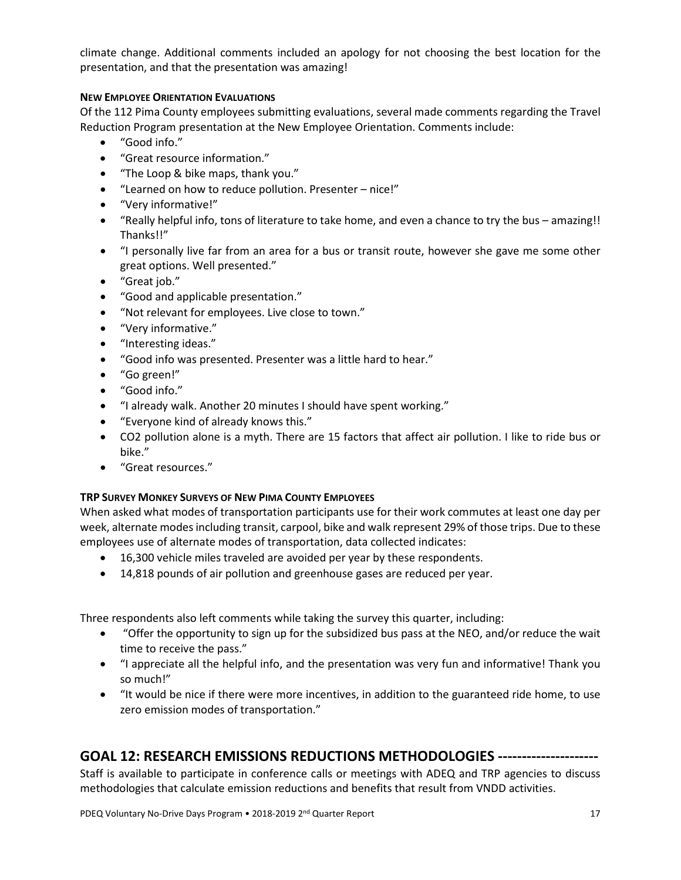climate change. Additional comments included an apology for not choosing the best location for the presentation, and that the presentation was amazing!

#### NEW EMPLOYEE ORIENTATION EVALUATIONS

Of the 112 Pima County employees submitting evaluations, several made comments regarding the Travel Reduction Program presentation at the New Employee Orientation. Comments include:

- "Good info."
- "Great resource information."
- "The Loop & bike maps, thank you."
- "Learned on how to reduce pollution. Presenter – nice!"
- "Very informative!"
- "Really helpful info, tons of literature to take home, and even a chance to try the bus – amazing!! Thanks!!"
- "I personally live far from an area for a bus or transit route, however she gave me some other great options. Well presented."
- "Great job."
- "Good and applicable presentation."
- "Not relevant for employees. Live close to town."
- "Very informative."
- "Interesting ideas."
- "Good info was presented. Presenter was a little hard to hear."
- "Go green!"
- "Good info."
- "I already walk. Another 20 minutes I should have spent working."
- "Everyone kind of already knows this."
- CO2 pollution alone is a myth. There are 15 factors that affect air pollution. I like to ride bus or bike."
- "Great resources."

#### TRP SURVEY MONKEY SURVEYS OF NEW PIMA COUNTY EMPLOYEES

When asked what modes of transportation participants use for their work commutes at least one day per week, alternate modes including transit, carpool, bike and walk represent 29% of those trips. Due to these employees use of alternate modes of transportation, data collected indicates:

- 16,300 vehicle miles traveled are avoided per year by these respondents.
- 14,818 pounds of air pollution and greenhouse gases are reduced per year.

Three respondents also left comments while taking the survey this quarter, including:

- "Offer the opportunity to sign up for the subsidized bus pass at the NEO, and/or reduce the wait time to receive the pass."
- "I appreciate all the helpful info, and the presentation was very fun and informative! Thank you so much!"
- "It would be nice if there were more incentives, in addition to the guaranteed ride home, to use zero emission modes of transportation."

## GOAL 12: RESEARCH EMISSIONS REDUCTIONS METHODOLOGIES --------------------

Staff is available to participate in conference calls or meetings with ADEQ and TRP agencies to discuss methodologies that calculate emission reductions and benefits that result from VNDD activities.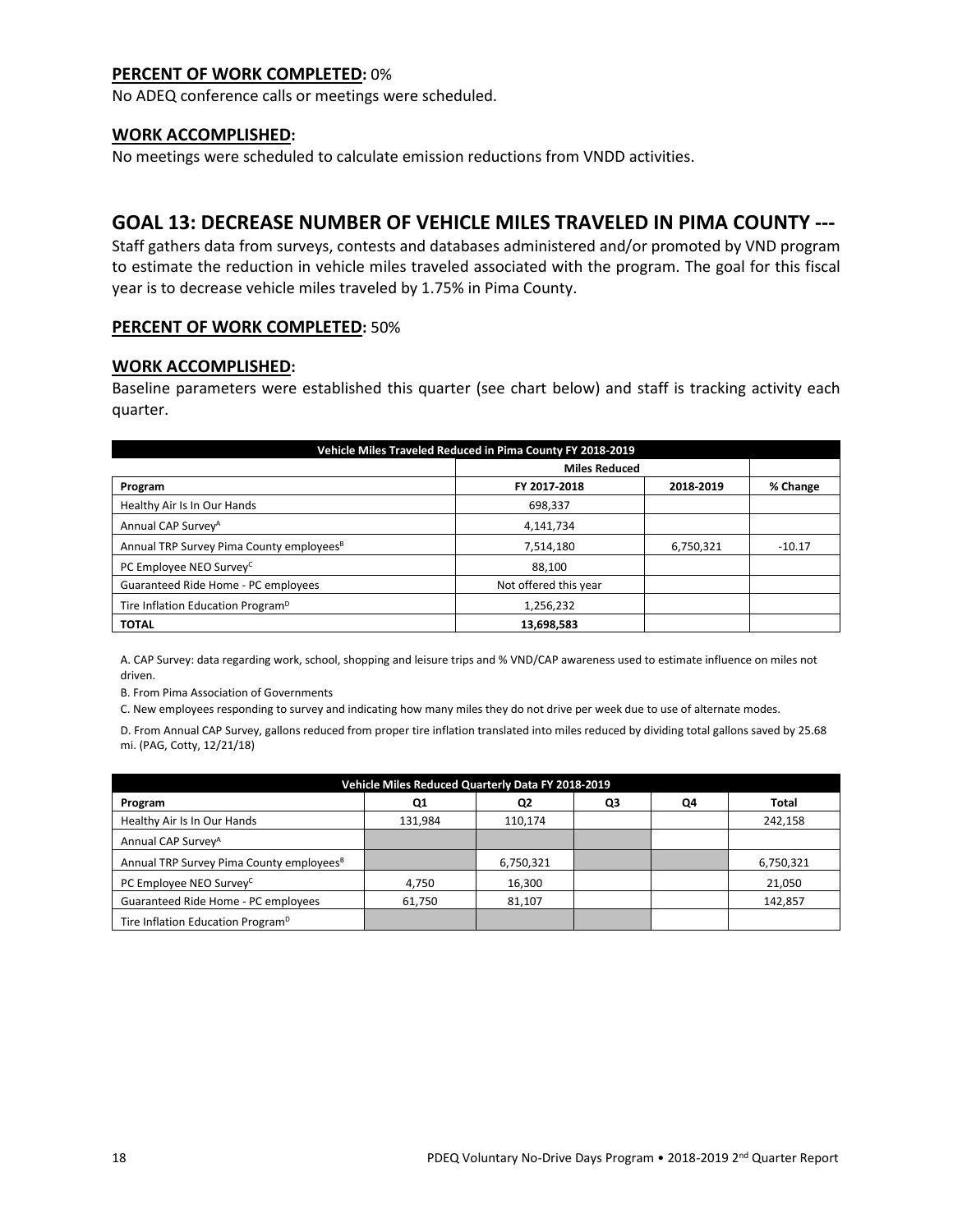**PERCENT OF WORK COMPLETED:** 0%

No ADEQ conference calls or meetings were scheduled.

**WORK ACCOMPLISHED:**

No meetings were scheduled to calculate emission reductions from VNDD activities.

## GOAL 13: DECREASE NUMBER OF VEHICLE MILES TRAVELED IN PIMA COUNTY ---

Staff gathers data from surveys, contests and databases administered and/or promoted by VND program to estimate the reduction in vehicle miles traveled associated with the program. The goal for this fiscal year is to decrease vehicle miles traveled by 1.75% in Pima County.

**PERCENT OF WORK COMPLETED:** 50%

**WORK ACCOMPLISHED:**

Baseline parameters were established this quarter (see chart below) and staff is tracking activity each quarter.

| Vehicle Miles Traveled Reduced in Pima County FY 2018-2019 | | | |
|---|---|---|---|
| | Miles Reduced | | |
| Program | FY 2017-2018 | 2018-2019 | % Change |
| Healthy Air Is In Our Hands | 698,337 | | |
| Annual CAP Survey[A] | 4,141,734 | | |
| Annual TRP Survey Pima County employees[B] | 7,514,180 | 6,750,321 | -10.17 |
| PC Employee NEO Survey[C] | 88,100 | | |
| Guaranteed Ride Home - PC employees | Not offered this year | | |
| Tire Inflation Education Program[D] | 1,256,232 | | |
| **TOTAL** | **13,698,583** | | |

A. CAP Survey: data regarding work, school, shopping and leisure trips and % VND/CAP awareness used to estimate influence on miles not driven.

B. From Pima Association of Governments

C. New employees responding to survey and indicating how many miles they do not drive per week due to use of alternate modes.

D. From Annual CAP Survey, gallons reduced from proper tire inflation translated into miles reduced by dividing total gallons saved by 25.68 mi. (PAG, Cotty, 12/21/18)

| Vehicle Miles Reduced Quarterly Data FY 2018-2019 | | | | | |
|---|---|---|---|---|---|
| Program | Q1 | Q2 | Q3 | Q4 | Total |
| Healthy Air Is In Our Hands | 131,984 | 110,174 | | | 242,158 |
| Annual CAP Survey[A] | | | | | |
| Annual TRP Survey Pima County employees[B] | | 6,750,321 | | | 6,750,321 |
| PC Employee NEO Survey[C] | 4,750 | 16,300 | | | 21,050 |
| Guaranteed Ride Home - PC employees | 61,750 | 81,107 | | | 142,857 |
| Tire Inflation Education Program[D] | | | | | |